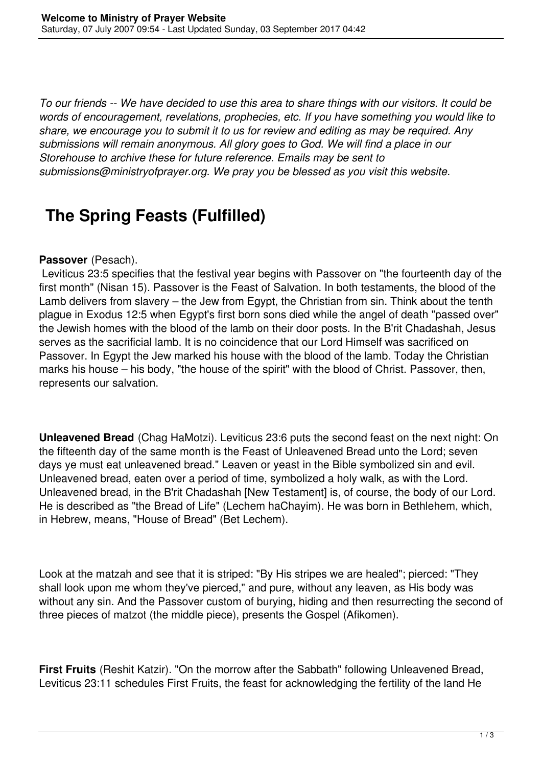*To our friends -- We have decided to use this area to share things with our visitors. It could be words of encouragement, revelations, prophecies, etc. If you have something you would like to share, we encourage you to submit it to us for review and editing as may be required. Any submissions will remain anonymous. All glory goes to God. We will find a place in our Storehouse to archive these for future reference. Emails may be sent to submissions@ministryofprayer.org. We pray you be blessed as you visit this website.*

# The Spring Feasts (Fulfilled)

**Passover** (Pesach).
Leviticus 23:5 specifies that the festival year begins with Passover on "the fourteenth day of the first month" (Nisan 15). Passover is the Feast of Salvation. In both testaments, the blood of the Lamb delivers from slavery – the Jew from Egypt, the Christian from sin. Think about the tenth plague in Exodus 12:5 when Egypt's first born sons died while the angel of death "passed over" the Jewish homes with the blood of the lamb on their door posts. In the B'rit Chadashah, Jesus serves as the sacrificial lamb. It is no coincidence that our Lord Himself was sacrificed on Passover. In Egypt the Jew marked his house with the blood of the lamb. Today the Christian marks his house – his body, "the house of the spirit" with the blood of Christ. Passover, then, represents our salvation.

**Unleavened Bread** (Chag HaMotzi). Leviticus 23:6 puts the second feast on the next night: On the fifteenth day of the same month is the Feast of Unleavened Bread unto the Lord; seven days ye must eat unleavened bread." Leaven or yeast in the Bible symbolized sin and evil. Unleavened bread, eaten over a period of time, symbolized a holy walk, as with the Lord. Unleavened bread, in the B'rit Chadashah [New Testament] is, of course, the body of our Lord. He is described as "the Bread of Life" (Lechem haChayim). He was born in Bethlehem, which, in Hebrew, means, "House of Bread" (Bet Lechem).

Look at the matzah and see that it is striped: "By His stripes we are healed"; pierced: "They shall look upon me whom they've pierced," and pure, without any leaven, as His body was without any sin. And the Passover custom of burying, hiding and then resurrecting the second of three pieces of matzot (the middle piece), presents the Gospel (Afikomen).

**First Fruits** (Reshit Katzir). "On the morrow after the Sabbath" following Unleavened Bread, Leviticus 23:11 schedules First Fruits, the feast for acknowledging the fertility of the land He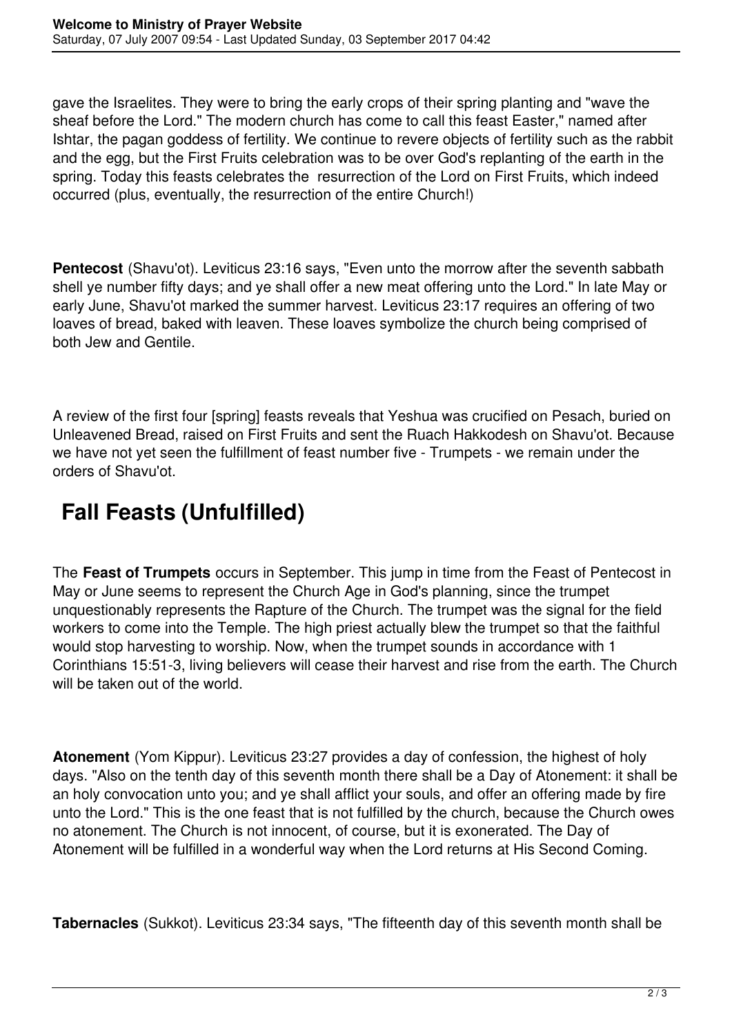gave the Israelites. They were to bring the early crops of their spring planting and "wave the sheaf before the Lord." The modern church has come to call this feast Easter," named after Ishtar, the pagan goddess of fertility. We continue to revere objects of fertility such as the rabbit and the egg, but the First Fruits celebration was to be over God's replanting of the earth in the spring. Today this feasts celebrates the  resurrection of the Lord on First Fruits, which indeed occurred (plus, eventually, the resurrection of the entire Church!)

**Pentecost** (Shavu'ot). Leviticus 23:16 says, "Even unto the morrow after the seventh sabbath shell ye number fifty days; and ye shall offer a new meat offering unto the Lord." In late May or early June, Shavu'ot marked the summer harvest. Leviticus 23:17 requires an offering of two loaves of bread, baked with leaven. These loaves symbolize the church being comprised of both Jew and Gentile.

A review of the first four [spring] feasts reveals that Yeshua was crucified on Pesach, buried on Unleavened Bread, raised on First Fruits and sent the Ruach Hakkodesh on Shavu'ot. Because we have not yet seen the fulfillment of feast number five - Trumpets - we remain under the orders of Shavu'ot.

## Fall Feasts (Unfulfilled)

The **Feast of Trumpets** occurs in September. This jump in time from the Feast of Pentecost in May or June seems to represent the Church Age in God's planning, since the trumpet unquestionably represents the Rapture of the Church. The trumpet was the signal for the field workers to come into the Temple. The high priest actually blew the trumpet so that the faithful would stop harvesting to worship. Now, when the trumpet sounds in accordance with 1 Corinthians 15:51-3, living believers will cease their harvest and rise from the earth. The Church will be taken out of the world.

**Atonement** (Yom Kippur). Leviticus 23:27 provides a day of confession, the highest of holy days. "Also on the tenth day of this seventh month there shall be a Day of Atonement: it shall be an holy convocation unto you; and ye shall afflict your souls, and offer an offering made by fire unto the Lord." This is the one feast that is not fulfilled by the church, because the Church owes no atonement. The Church is not innocent, of course, but it is exonerated. The Day of Atonement will be fulfilled in a wonderful way when the Lord returns at His Second Coming.

**Tabernacles** (Sukkot). Leviticus 23:34 says, "The fifteenth day of this seventh month shall be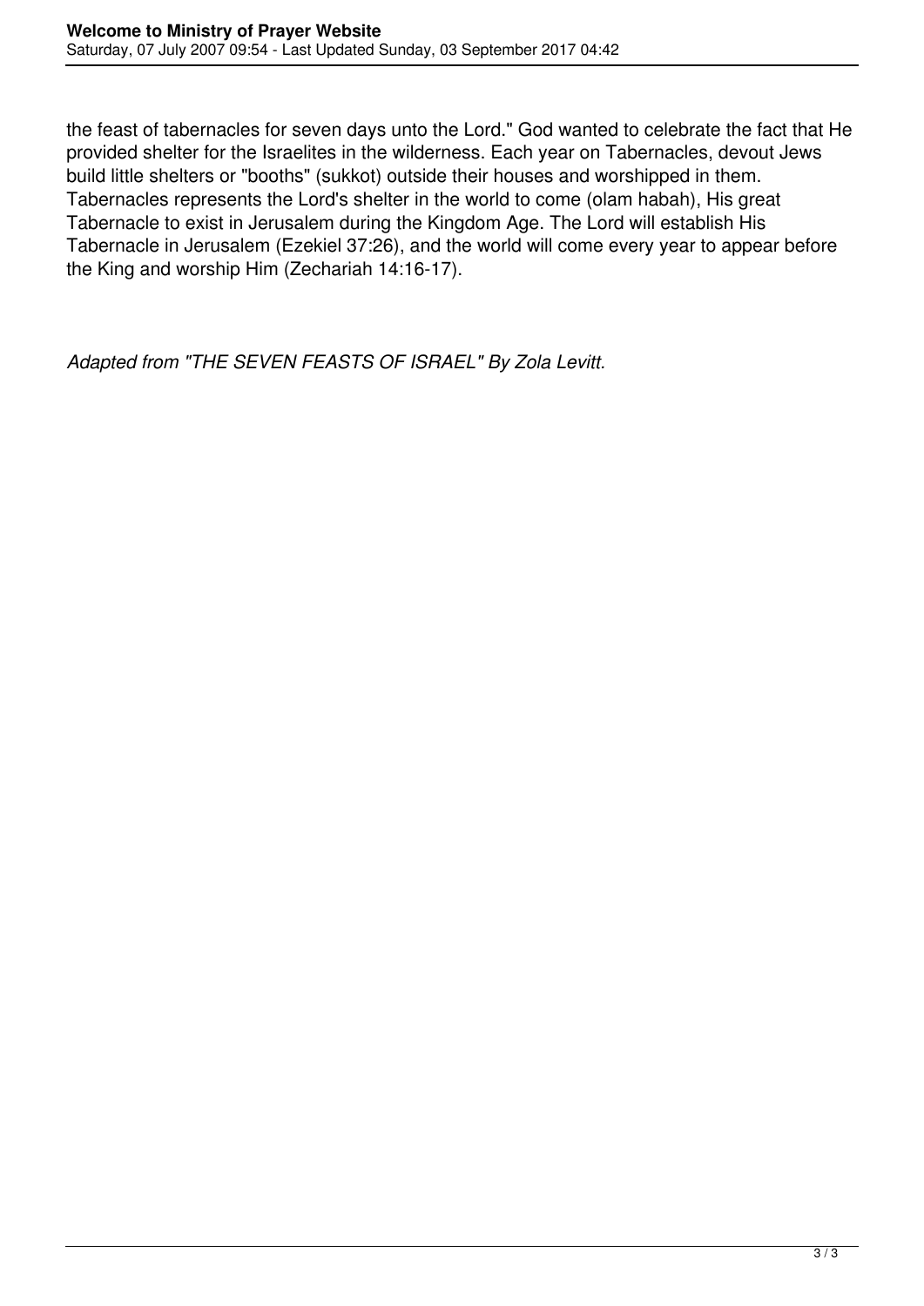the feast of tabernacles for seven days unto the Lord." God wanted to celebrate the fact that He provided shelter for the Israelites in the wilderness. Each year on Tabernacles, devout Jews build little shelters or "booths" (sukkot) outside their houses and worshipped in them. Tabernacles represents the Lord's shelter in the world to come (olam habah), His great Tabernacle to exist in Jerusalem during the Kingdom Age. The Lord will establish His Tabernacle in Jerusalem (Ezekiel 37:26), and the world will come every year to appear before the King and worship Him (Zechariah 14:16-17).

*Adapted from "THE SEVEN FEASTS OF ISRAEL" By Zola Levitt.*